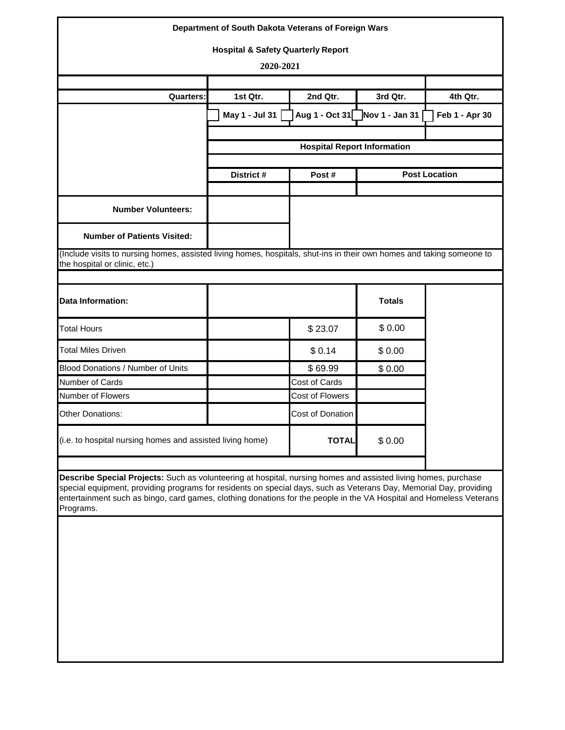**Department of South Dakota Veterans of Foreign Wars**

**Hospital & Safety Quarterly Report**

**2020-2021**

| **Quarters:** | **1st Qtr.** | **2nd Qtr.** | **3rd Qtr.** | **4th Qtr.** |
|---|---|---|---|---|
| | ☐ **May 1 - Jul 31** | ☐ **Aug 1 - Oct 31** | ☐ **Nov 1 - Jan 31** | ☐ **Feb 1 - Apr 30** |

**Hospital Report Information**

| **District #** | **Post #** | **Post Location** |
|---|---|---|
| | | |

| | |
|---|---|
| **Number Volunteers:** | |
| **Number of Patients Visited:** | |

(Include visits to nursing homes, assisted living homes, hospitals, shut-ins in their own homes and taking someone to the hospital or clinic, etc.)

| **Data Information:** | | | **Totals** |
|---|---|---|---|
| Total Hours | | $ 23.07 | $ 0.00 |
| Total Miles Driven | | $ 0.14 | $ 0.00 |
| Blood Donations / Number of Units | | $ 69.99 | $ 0.00 |
| Number of Cards | | Cost of Cards | |
| Number of Flowers | | Cost of Flowers | |
| Other Donations: | | Cost of Donation | |
| (i.e. to hospital nursing homes and assisted living home) | | **TOTAL** | $ 0.00 |

**Describe Special Projects:** Such as volunteering at hospital, nursing homes and assisted living homes, purchase special equipment, providing programs for residents on special days, such as Veterans Day, Memorial Day, providing entertainment such as bingo, card games, clothing donations for the people in the VA Hospital and Homeless Veterans Programs.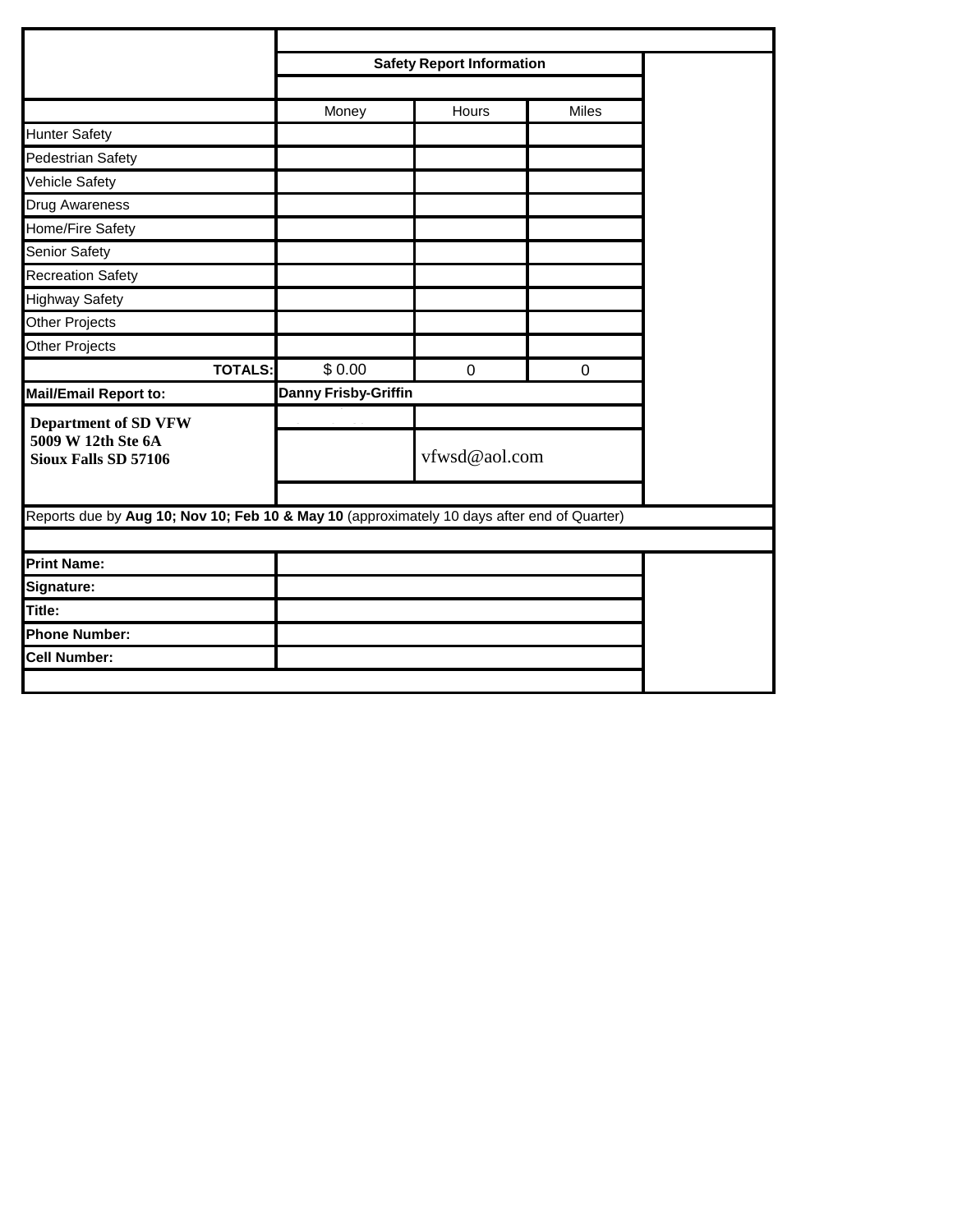## Safety Report Information

| | Money | Hours | Miles |
|---|---|---|---|
| Hunter Safety | | | |
| Pedestrian Safety | | | |
| Vehicle Safety | | | |
| Drug Awareness | | | |
| Home/Fire Safety | | | |
| Senior Safety | | | |
| Recreation Safety | | | |
| Highway Safety | | | |
| Other Projects | | | |
| Other Projects | | | |
| **TOTALS:** | $ 0.00 | 0 | 0 |

**Mail/Email Report to:** **Danny Frisby-Griffin**

**Department of SD VFW**
**5009 W 12th Ste 6A**
**Sioux Falls SD 57106**

vfwsd@aol.com

Reports due by **Aug 10; Nov 10; Feb 10 & May 10** (approximately 10 days after end of Quarter)

| | |
|---|---|
| **Print Name:** | |
| **Signature:** | |
| **Title:** | |
| **Phone Number:** | |
| **Cell Number:** | |